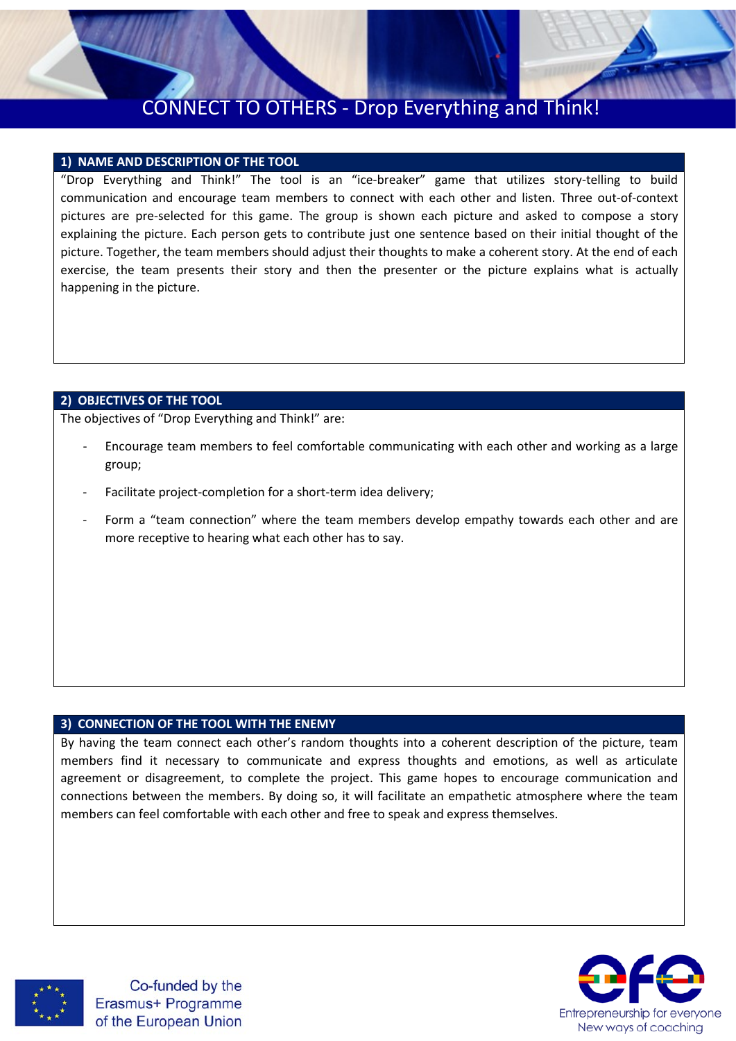# CONNECT TO OTHERS - Drop Everything and Think!

## 1) NAME AND DESCRIPTION OF THE TOOL

"Drop Everything and Think!" The tool is an "ice-breaker" game that utilizes story-telling to build communication and encourage team members to connect with each other and listen. Three out-of-context pictures are pre-selected for this game. The group is shown each picture and asked to compose a story explaining the picture. Each person gets to contribute just one sentence based on their initial thought of the picture. Together, the team members should adjust their thoughts to make a coherent story. At the end of each exercise, the team presents their story and then the presenter or the picture explains what is actually happening in the picture.

## 2) OBJECTIVES OF THE TOOL

The objectives of "Drop Everything and Think!" are:

- Encourage team members to feel comfortable communicating with each other and working as a large group;
- Facilitate project-completion for a short-term idea delivery;
- Form a "team connection" where the team members develop empathy towards each other and are more receptive to hearing what each other has to say.

## 3) CONNECTION OF THE TOOL WITH THE ENEMY

By having the team connect each other's random thoughts into a coherent description of the picture, team members find it necessary to communicate and express thoughts and emotions, as well as articulate agreement or disagreement, to complete the project. This game hopes to encourage communication and connections between the members. By doing so, it will facilitate an empathetic atmosphere where the team members can feel comfortable with each other and free to speak and express themselves.

Co-funded by the Erasmus+ Programme of the European Union

Entrepreneurship for everyone
New ways of coaching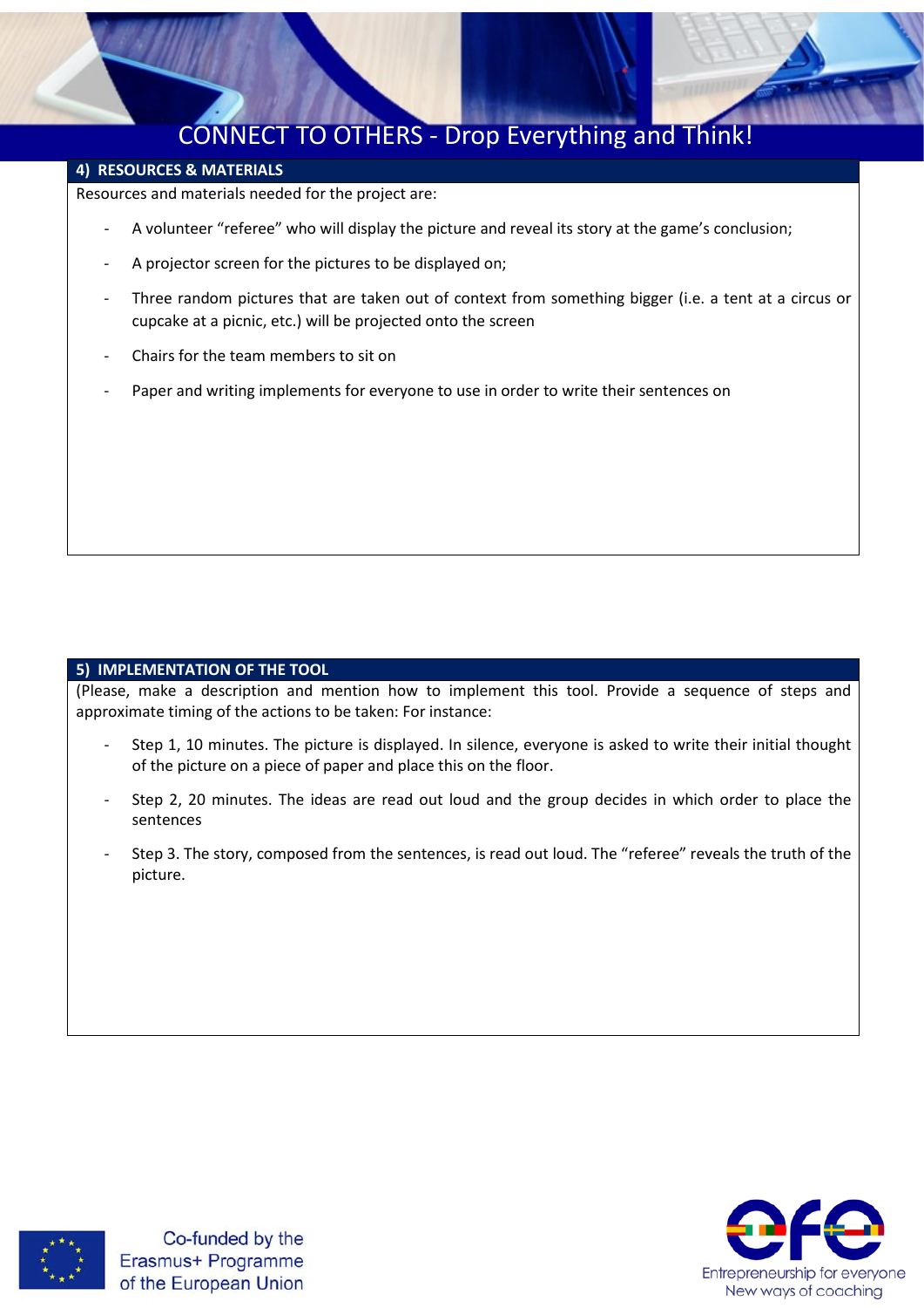## 4) RESOURCES & MATERIALS

Resources and materials needed for the project are:

- A volunteer "referee" who will display the picture and reveal its story at the game's conclusion;
- A projector screen for the pictures to be displayed on;
- Three random pictures that are taken out of context from something bigger (i.e. a tent at a circus or cupcake at a picnic, etc.) will be projected onto the screen
- Chairs for the team members to sit on
- Paper and writing implements for everyone to use in order to write their sentences on

## 5) IMPLEMENTATION OF THE TOOL

(Please, make a description and mention how to implement this tool. Provide a sequence of steps and approximate timing of the actions to be taken: For instance:

- Step 1, 10 minutes. The picture is displayed. In silence, everyone is asked to write their initial thought of the picture on a piece of paper and place this on the floor.
- Step 2, 20 minutes. The ideas are read out loud and the group decides in which order to place the sentences
- Step 3. The story, composed from the sentences, is read out loud. The "referee" reveals the truth of the picture.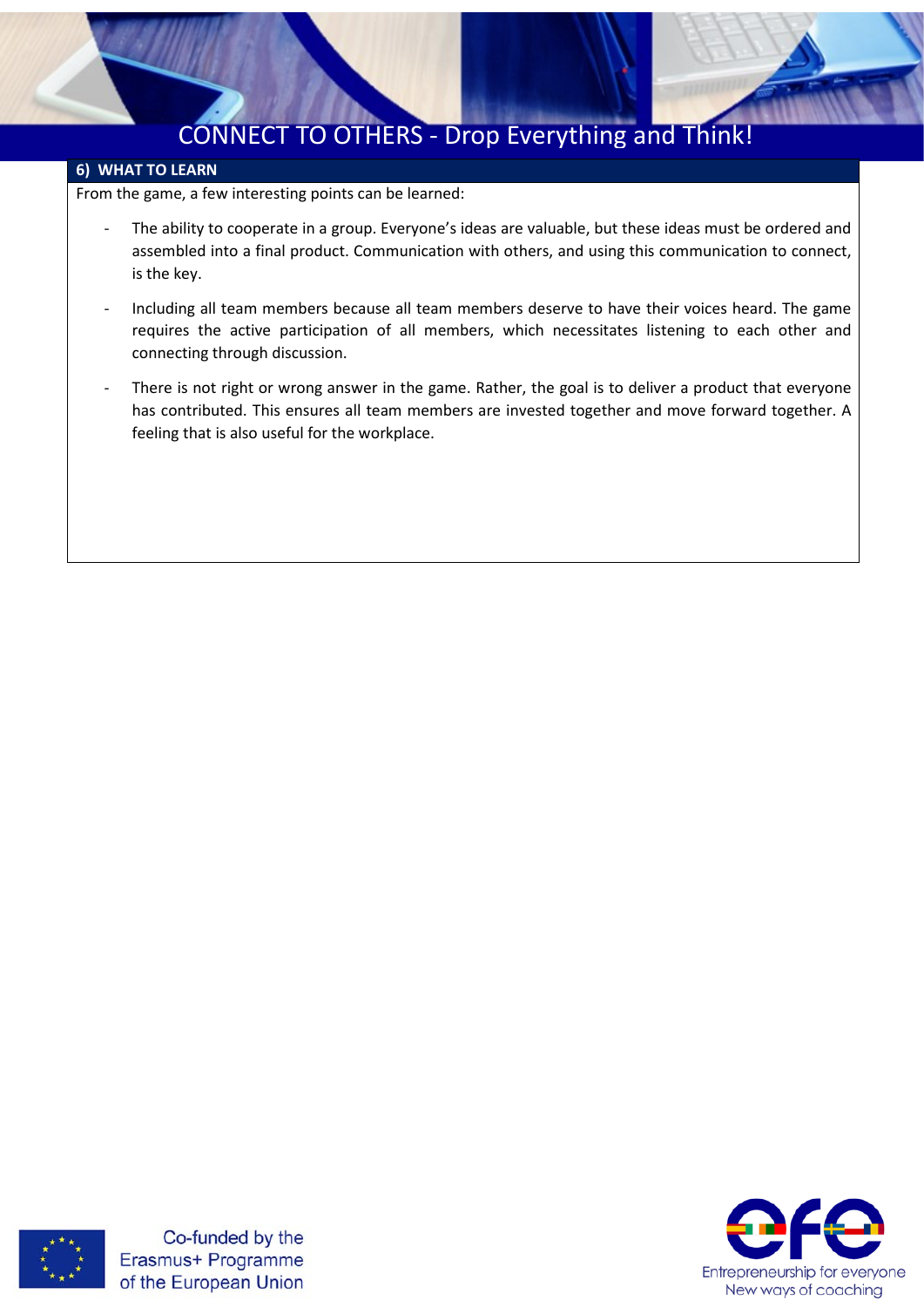## 6) WHAT TO LEARN

From the game, a few interesting points can be learned:

- The ability to cooperate in a group. Everyone's ideas are valuable, but these ideas must be ordered and assembled into a final product. Communication with others, and using this communication to connect, is the key.
- Including all team members because all team members deserve to have their voices heard. The game requires the active participation of all members, which necessitates listening to each other and connecting through discussion.
- There is not right or wrong answer in the game. Rather, the goal is to deliver a product that everyone has contributed. This ensures all team members are invested together and move forward together. A feeling that is also useful for the workplace.